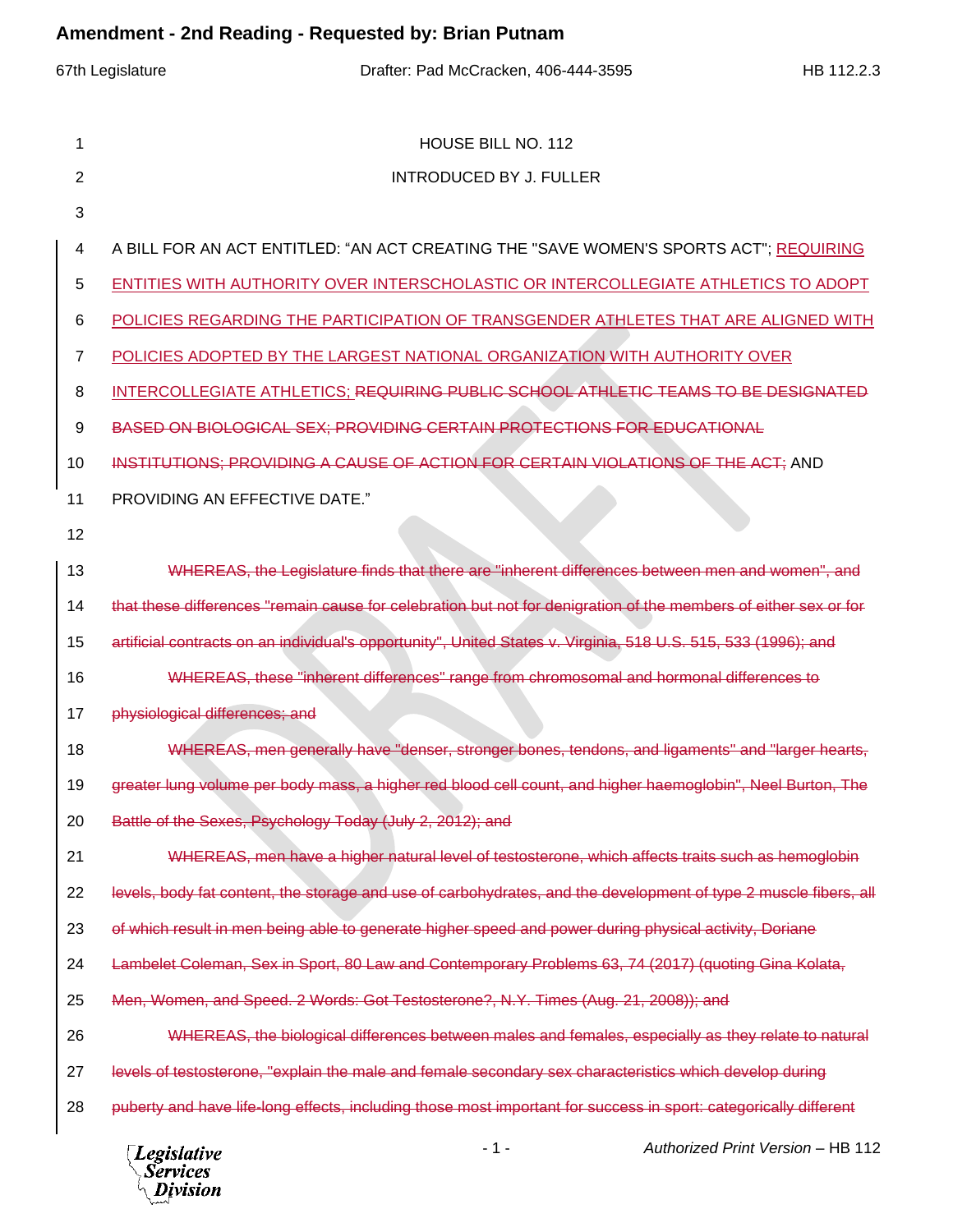Amendment - 2nd Reading - Requested by: Brian Putnam

67th Legislature Drafter: Pad McCracken, 406-444-3595 HB 112.2.3

HOUSE BILL NO. 112

INTRODUCED BY J. FULLER

A BILL FOR AN ACT ENTITLED: "AN ACT CREATING THE "SAVE WOMEN'S SPORTS ACT"; REQUIRING ENTITIES WITH AUTHORITY OVER INTERSCHOLASTIC OR INTERCOLLEGIATE ATHLETICS TO ADOPT POLICIES REGARDING THE PARTICIPATION OF TRANSGENDER ATHLETES THAT ARE ALIGNED WITH POLICIES ADOPTED BY THE LARGEST NATIONAL ORGANIZATION WITH AUTHORITY OVER INTERCOLLEGIATE ATHLETICS; ~~REQUIRING PUBLIC SCHOOL ATHLETIC TEAMS TO BE DESIGNATED BASED ON BIOLOGICAL SEX; PROVIDING CERTAIN PROTECTIONS FOR EDUCATIONAL INSTITUTIONS; PROVIDING A CAUSE OF ACTION FOR CERTAIN VIOLATIONS OF THE ACT;~~ AND PROVIDING AN EFFECTIVE DATE."

~~WHEREAS, the Legislature finds that there are "inherent differences between men and women", and that these differences "remain cause for celebration but not for denigration of the members of either sex or for artificial contracts on an individual's opportunity", United States v. Virginia, 518 U.S. 515, 533 (1996); and~~

~~WHEREAS, these "inherent differences" range from chromosomal and hormonal differences to physiological differences; and~~

~~WHEREAS, men generally have "denser, stronger bones, tendons, and ligaments" and "larger hearts, greater lung volume per body mass, a higher red blood cell count, and higher haemoglobin", Neel Burton, The Battle of the Sexes, Psychology Today (July 2, 2012); and~~

~~WHEREAS, men have a higher natural level of testosterone, which affects traits such as hemoglobin levels, body fat content, the storage and use of carbohydrates, and the development of type 2 muscle fibers, all of which result in men being able to generate higher speed and power during physical activity, Doriane Lambelet Coleman, Sex in Sport, 80 Law and Contemporary Problems 63, 74 (2017) (quoting Gina Kolata, Men, Women, and Speed. 2 Words: Got Testosterone?, N.Y. Times (Aug. 21, 2008)); and~~

~~WHEREAS, the biological differences between males and females, especially as they relate to natural levels of testosterone, "explain the male and female secondary sex characteristics which develop during puberty and have life-long effects, including those most important for success in sport: categorically different~~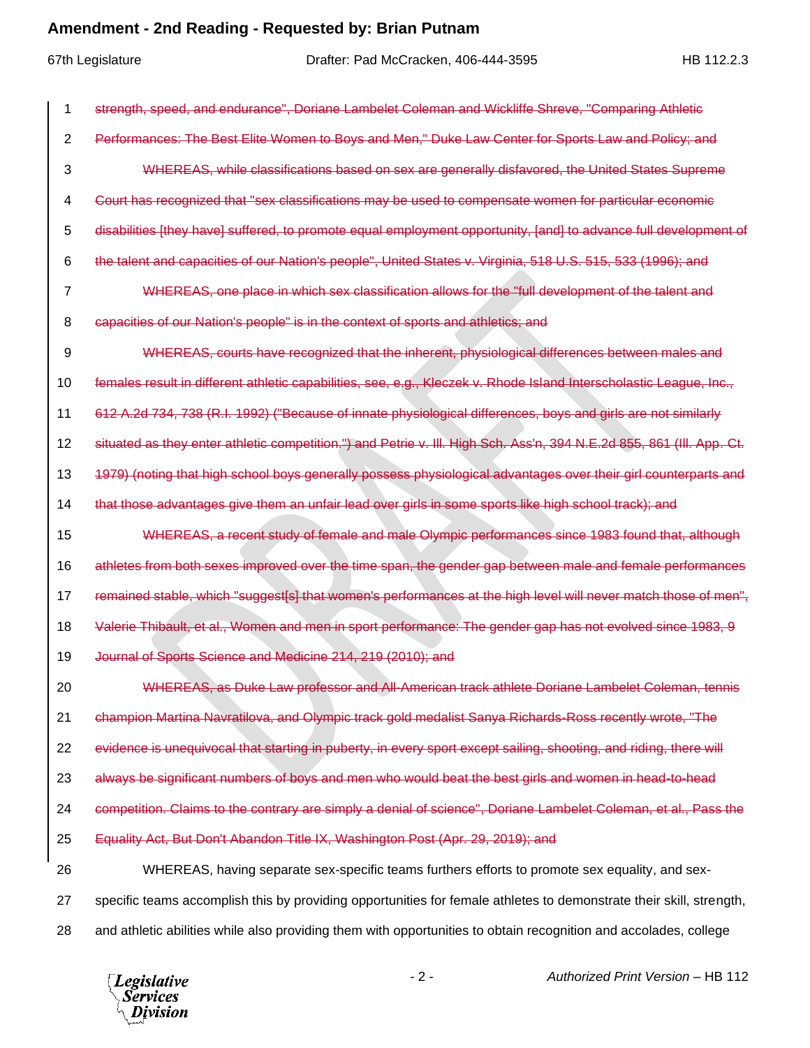~~strength, speed, and endurance", Doriane Lambelet Coleman and Wickliffe Shreve, "Comparing Athletic Performances: The Best Elite Women to Boys and Men," Duke Law Center for Sports Law and Policy; and~~

~~WHEREAS, while classifications based on sex are generally disfavored, the United States Supreme Court has recognized that "sex classifications may be used to compensate women for particular economic disabilities [they have] suffered, to promote equal employment opportunity, [and] to advance full development of the talent and capacities of our Nation's people", United States v. Virginia, 518 U.S. 515, 533 (1996); and~~

~~WHEREAS, one place in which sex classification allows for the "full development of the talent and capacities of our Nation's people" is in the context of sports and athletics; and~~

~~WHEREAS, courts have recognized that the inherent, physiological differences between males and females result in different athletic capabilities, see, e.g., Kleczek v. Rhode Island Interscholastic League, Inc., 612 A.2d 734, 738 (R.I. 1992) ("Because of innate physiological differences, boys and girls are not similarly situated as they enter athletic competition.") and Petrie v. Ill. High Sch. Ass'n, 394 N.E.2d 855, 861 (Ill. App. Ct. 1979) (noting that high school boys generally possess physiological advantages over their girl counterparts and that those advantages give them an unfair lead over girls in some sports like high school track); and~~

~~WHEREAS, a recent study of female and male Olympic performances since 1983 found that, although athletes from both sexes improved over the time span, the gender gap between male and female performances remained stable, which "suggest[s] that women's performances at the high level will never match those of men", Valerie Thibault, et al., Women and men in sport performance: The gender gap has not evolved since 1983, 9 Journal of Sports Science and Medicine 214, 219 (2010); and~~

~~WHEREAS, as Duke Law professor and All-American track athlete Doriane Lambelet Coleman, tennis champion Martina Navratilova, and Olympic track gold medalist Sanya Richards-Ross recently wrote, "The evidence is unequivocal that starting in puberty, in every sport except sailing, shooting, and riding, there will always be significant numbers of boys and men who would beat the best girls and women in head-to-head competition. Claims to the contrary are simply a denial of science", Doriane Lambelet Coleman, et al., Pass the Equality Act, But Don't Abandon Title IX, Washington Post (Apr. 29, 2019); and~~

WHEREAS, having separate sex-specific teams furthers efforts to promote sex equality, and sex-specific teams accomplish this by providing opportunities for female athletes to demonstrate their skill, strength, and athletic abilities while also providing them with opportunities to obtain recognition and accolades, college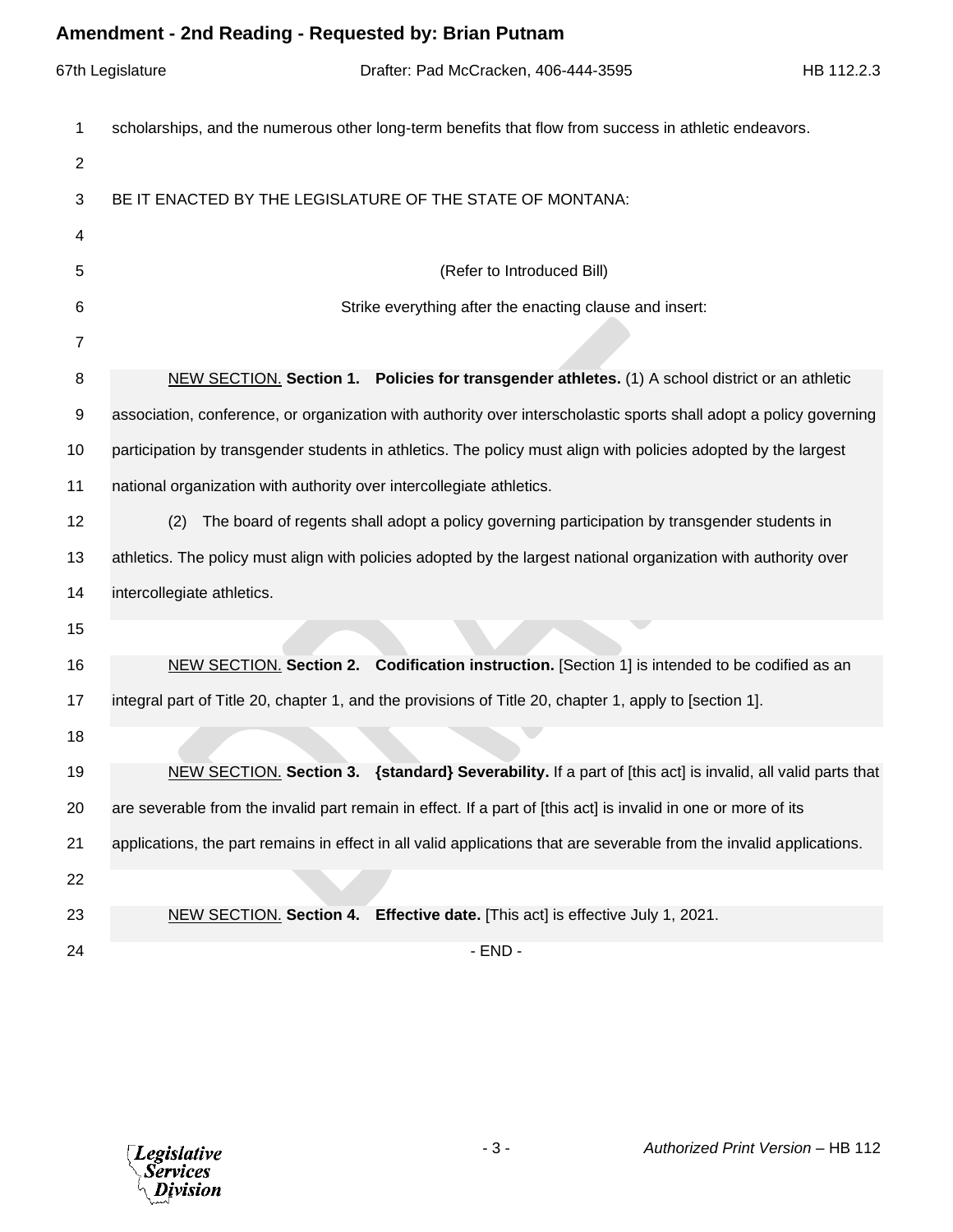scholarships, and the numerous other long-term benefits that flow from success in athletic endeavors.

BE IT ENACTED BY THE LEGISLATURE OF THE STATE OF MONTANA:

(Refer to Introduced Bill)

Strike everything after the enacting clause and insert:

NEW SECTION. **Section 1. Policies for transgender athletes.** (1) A school district or an athletic association, conference, or organization with authority over interscholastic sports shall adopt a policy governing participation by transgender students in athletics. The policy must align with policies adopted by the largest national organization with authority over intercollegiate athletics.

(2) The board of regents shall adopt a policy governing participation by transgender students in athletics. The policy must align with policies adopted by the largest national organization with authority over intercollegiate athletics.

NEW SECTION. **Section 2. Codification instruction.** [Section 1] is intended to be codified as an integral part of Title 20, chapter 1, and the provisions of Title 20, chapter 1, apply to [section 1].

NEW SECTION. **Section 3. {standard} Severability.** If a part of [this act] is invalid, all valid parts that are severable from the invalid part remain in effect. If a part of [this act] is invalid in one or more of its applications, the part remains in effect in all valid applications that are severable from the invalid applications.

NEW SECTION. **Section 4. Effective date.** [This act] is effective July 1, 2021.

- END -